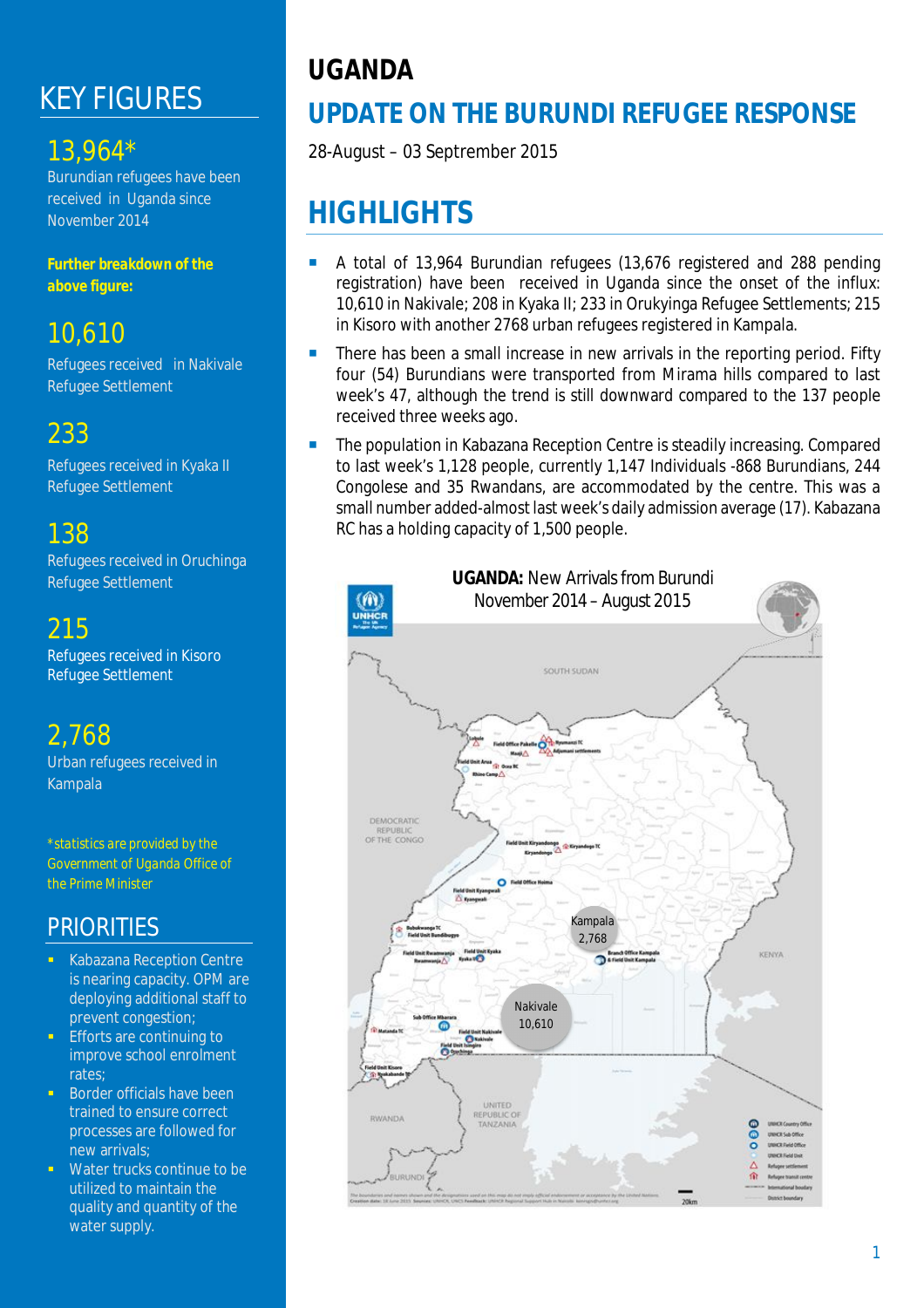# UGANDA

## UPDATE ON THE BURUNDI REFUGEE RESPONSE

28-August – 03 Septrember 2015

## KEY FIGURES

**13,964***
Burundian refugees have been received in Uganda since November 2014

**Further breakdown of the above figure:**

**10,610**
Refugees received in Nakivale Refugee Settlement

**233**
Refugees received in Kyaka II Refugee Settlement

**138**
Refugees received in Oruchinga Refugee Settlement

**215**
Refugees received in Kisoro Refugee Settlement

**2,768**
Urban refugees received in Kampala

*statistics are provided by the Government of Uganda Office of the Prime Minister

## PRIORITIES

- Kabazana Reception Centre is nearing capacity. OPM are deploying additional staff to prevent congestion;
- Efforts are continuing to improve school enrolment rates;
- Border officials have been trained to ensure correct processes are followed for new arrivals;
- Water trucks continue to be utilized to maintain the quality and quantity of the water supply.

## HIGHLIGHTS

- A total of 13,964 Burundian refugees (13,676 registered and 288 pending registration) have been received in Uganda since the onset of the influx: 10,610 in Nakivale; 208 in Kyaka II; 233 in Orukyinga Refugee Settlements; 215 in Kisoro with another 2768 urban refugees registered in Kampala.
- There has been a small increase in new arrivals in the reporting period. Fifty four (54) Burundians were transported from Mirama hills compared to last week's 47, although the trend is still downward compared to the 137 people received three weeks ago.
- The population in Kabazana Reception Centre is steadily increasing. Compared to last week's 1,128 people, currently 1,147 Individuals -868 Burundians, 244 Congolese and 35 Rwandans, are accommodated by the centre. This was a small number added-almost last week's daily admission average (17). Kabazana RC has a holding capacity of 1,500 people.

**UGANDA:** New Arrivals from Burundi
November 2014 – August 2015

Kampala 2,768

Nakivale 10,610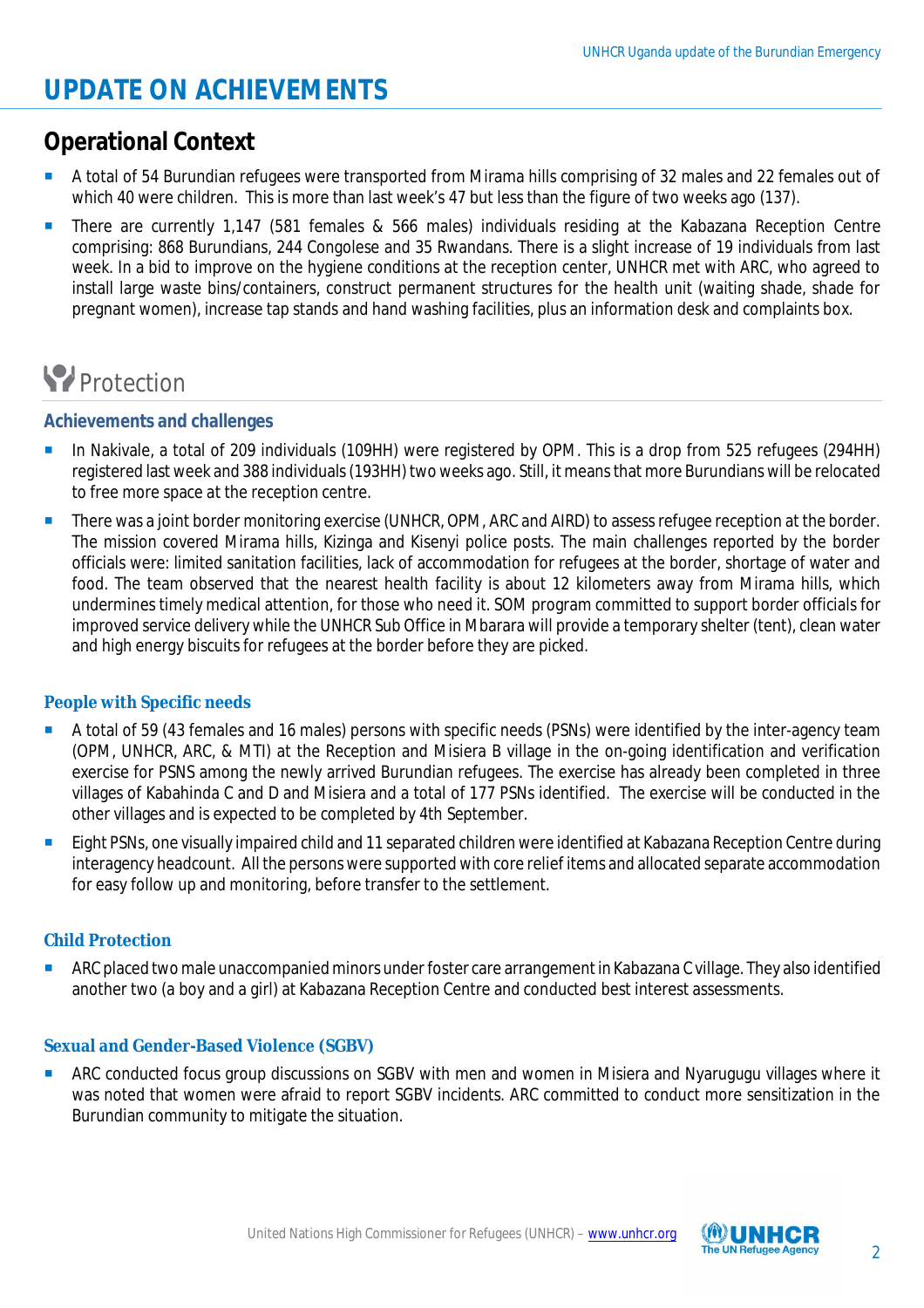# UPDATE ON ACHIEVEMENTS

## Operational Context

- A total of 54 Burundian refugees were transported from Mirama hills comprising of 32 males and 22 females out of which 40 were children. This is more than last week's 47 but less than the figure of two weeks ago (137).
- There are currently 1,147 (581 females & 566 males) individuals residing at the Kabazana Reception Centre comprising: 868 Burundians, 244 Congolese and 35 Rwandans. There is a slight increase of 19 individuals from last week. In a bid to improve on the hygiene conditions at the reception center, UNHCR met with ARC, who agreed to install large waste bins/containers, construct permanent structures for the health unit (waiting shade, shade for pregnant women), increase tap stands and hand washing facilities, plus an information desk and complaints box.

## Protection

### Achievements and challenges

- In Nakivale, a total of 209 individuals (109HH) were registered by OPM. This is a drop from 525 refugees (294HH) registered last week and 388 individuals (193HH) two weeks ago. Still, it means that more Burundians will be relocated to free more space at the reception centre.
- There was a joint border monitoring exercise (UNHCR, OPM, ARC and AIRD) to assess refugee reception at the border. The mission covered Mirama hills, Kizinga and Kisenyi police posts. The main challenges reported by the border officials were: limited sanitation facilities, lack of accommodation for refugees at the border, shortage of water and food. The team observed that the nearest health facility is about 12 kilometers away from Mirama hills, which undermines timely medical attention, for those who need it. SOM program committed to support border officials for improved service delivery while the UNHCR Sub Office in Mbarara will provide a temporary shelter (tent), clean water and high energy biscuits for refugees at the border before they are picked.

### People with Specific needs

- A total of 59 (43 females and 16 males) persons with specific needs (PSNs) were identified by the inter-agency team (OPM, UNHCR, ARC, & MTI) at the Reception and Misiera B village in the on-going identification and verification exercise for PSNS among the newly arrived Burundian refugees. The exercise has already been completed in three villages of Kabahinda C and D and Misiera and a total of 177 PSNs identified. The exercise will be conducted in the other villages and is expected to be completed by 4th September.
- Eight PSNs, one visually impaired child and 11 separated children were identified at Kabazana Reception Centre during interagency headcount. All the persons were supported with core relief items and allocated separate accommodation for easy follow up and monitoring, before transfer to the settlement.

### Child Protection

- ARC placed two male unaccompanied minors under foster care arrangement in Kabazana C village. They also identified another two (a boy and a girl) at Kabazana Reception Centre and conducted best interest assessments.

### Sexual and Gender-Based Violence (SGBV)

- ARC conducted focus group discussions on SGBV with men and women in Misiera and Nyarugugu villages where it was noted that women were afraid to report SGBV incidents. ARC committed to conduct more sensitization in the Burundian community to mitigate the situation.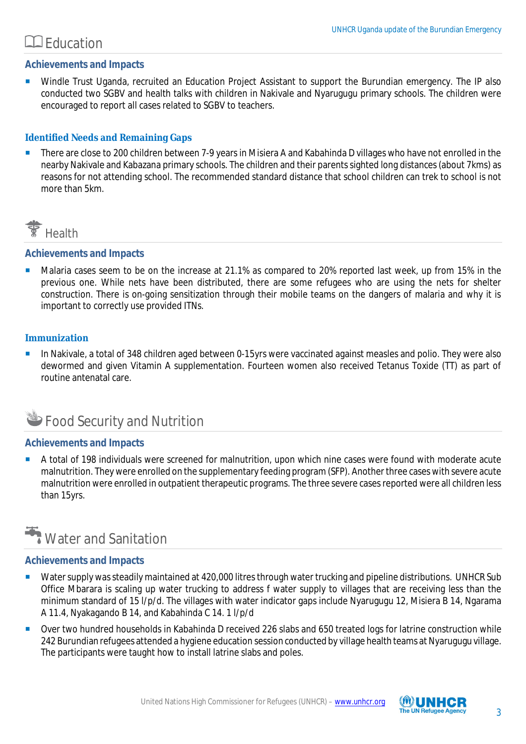## Education

### Achievements and Impacts

- Windle Trust Uganda, recruited an Education Project Assistant to support the Burundian emergency. The IP also conducted two SGBV and health talks with children in Nakivale and Nyarugugu primary schools. The children were encouraged to report all cases related to SGBV to teachers.

### Identified Needs and Remaining Gaps

- There are close to 200 children between 7-9 years in Misiera A and Kabahinda D villages who have not enrolled in the nearby Nakivale and Kabazana primary schools. The children and their parents sighted long distances (about 7kms) as reasons for not attending school. The recommended standard distance that school children can trek to school is not more than 5km.

## Health

### Achievements and Impacts

- Malaria cases seem to be on the increase at 21.1% as compared to 20% reported last week, up from 15% in the previous one. While nets have been distributed, there are some refugees who are using the nets for shelter construction. There is on-going sensitization through their mobile teams on the dangers of malaria and why it is important to correctly use provided ITNs.

### Immunization

- In Nakivale, a total of 348 children aged between 0-15yrs were vaccinated against measles and polio. They were also dewormed and given Vitamin A supplementation. Fourteen women also received Tetanus Toxide (TT) as part of routine antenatal care.

## Food Security and Nutrition

### Achievements and Impacts

- A total of 198 individuals were screened for malnutrition, upon which nine cases were found with moderate acute malnutrition. They were enrolled on the supplementary feeding program (SFP). Another three cases with severe acute malnutrition were enrolled in outpatient therapeutic programs. The three severe cases reported were all children less than 15yrs.

## Water and Sanitation

### Achievements and Impacts

- Water supply was steadily maintained at 420,000 litres through water trucking and pipeline distributions. UNHCR Sub Office Mbarara is scaling up water trucking to address f water supply to villages that are receiving less than the minimum standard of 15 l/p/d. The villages with water indicator gaps include Nyarugugu 12, Misiera B 14, Ngarama A 11.4, Nyakagando B 14, and Kabahinda C 14. 1 l/p/d
- Over two hundred households in Kabahinda D received 226 slabs and 650 treated logs for latrine construction while 242 Burundian refugees attended a hygiene education session conducted by village health teams at Nyarugugu village. The participants were taught how to install latrine slabs and poles.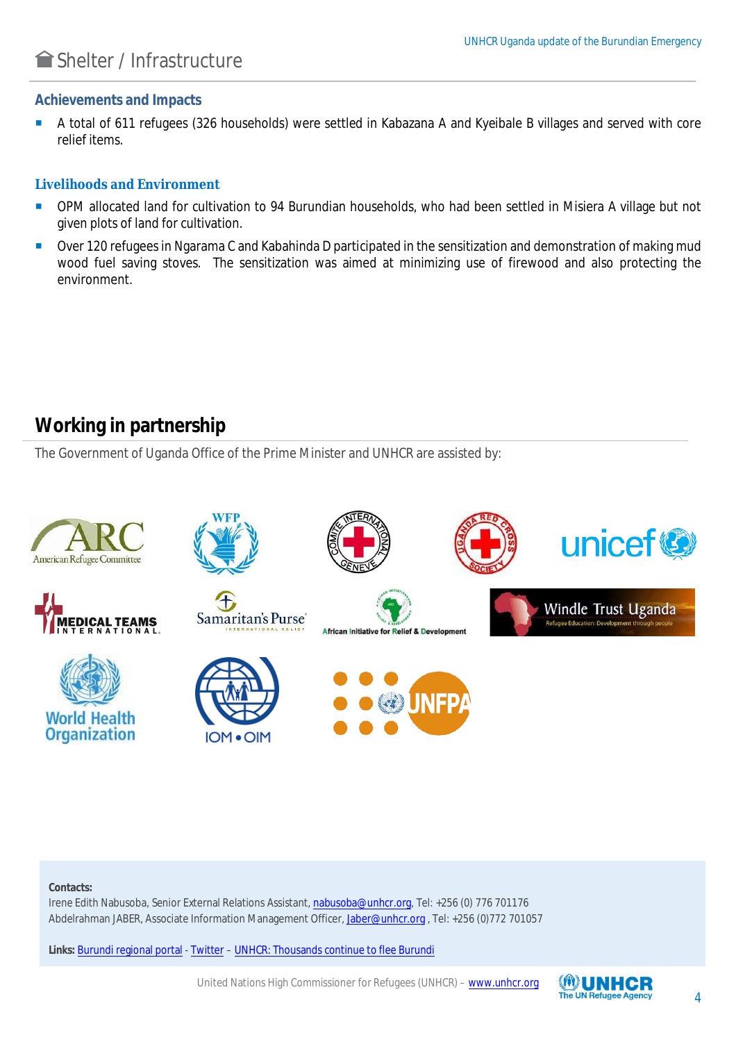## Shelter / Infrastructure

### Achievements and Impacts

- A total of 611 refugees (326 households) were settled in Kabazana A and Kyeibale B villages and served with core relief items.

### Livelihoods and Environment

- OPM allocated land for cultivation to 94 Burundian households, who had been settled in Misiera A village but not given plots of land for cultivation.
- Over 120 refugees in Ngarama C and Kabahinda D participated in the sensitization and demonstration of making mud wood fuel saving stoves. The sensitization was aimed at minimizing use of firewood and also protecting the environment.

## Working in partnership

The Government of Uganda Office of the Prime Minister and UNHCR are assisted by:

**Contacts:**
Irene Edith Nabusoba, Senior External Relations Assistant, nabusoba@unhcr.org, Tel: +256 (0) 776 701176
Abdelrahman JABER, Associate Information Management Officer, Jaber@unhcr.org , Tel: +256 (0)772 701057

**Links:** Burundi regional portal - Twitter – UNHCR: Thousands continue to flee Burundi

United Nations High Commissioner for Refugees (UNHCR) – www.unhcr.org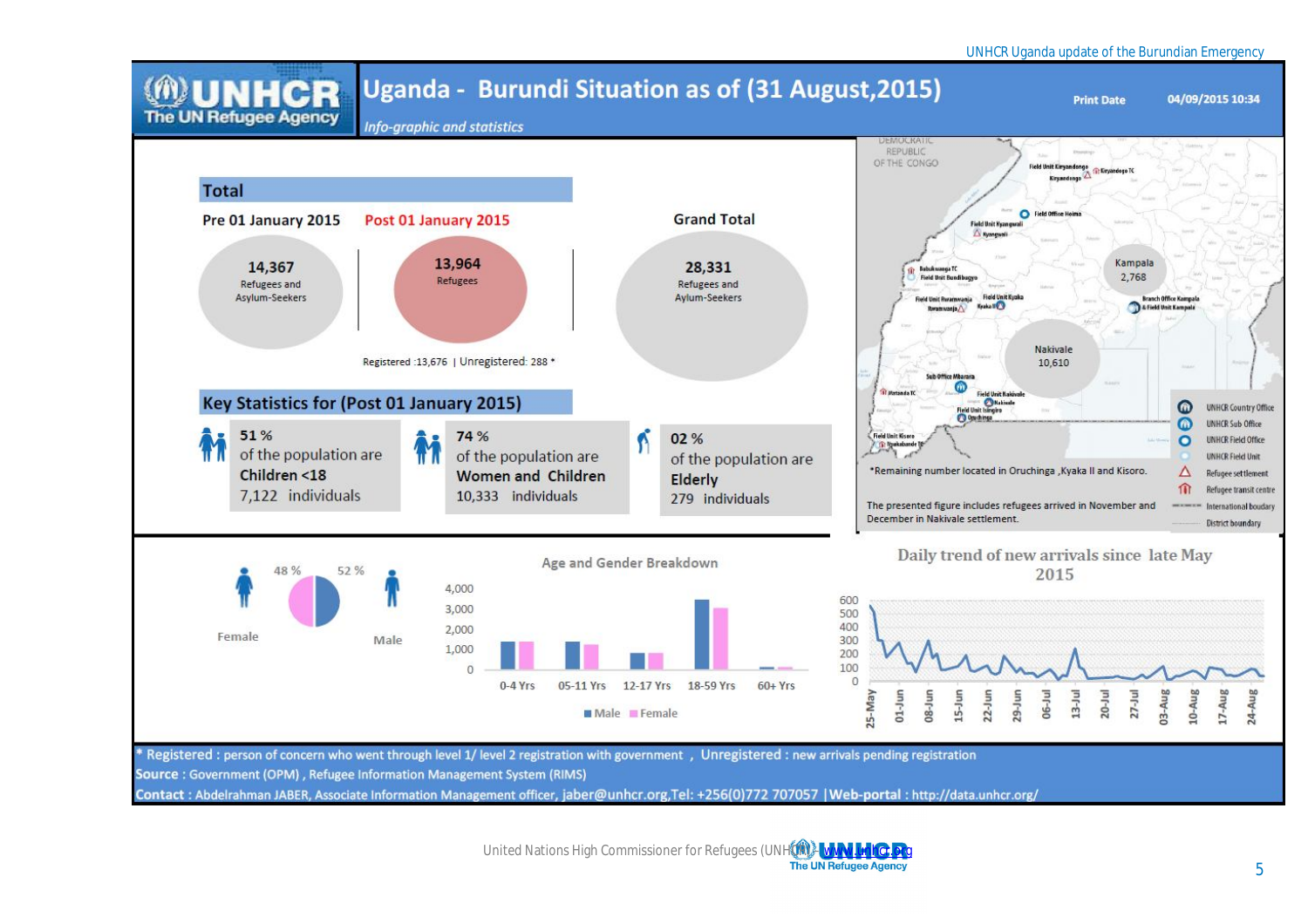# Uganda - Burundi Situation as of (31 August,2015)

*Info-graphic and statistics*

Print Date 04/09/2015 10:34

## Total

**Pre 01 January 2015**

14,367
Refugees and Asylum-Seekers

**Post 01 January 2015**

13,964
Refugees

Registered :13,676 | Unregistered: 288 *

**Grand Total**

28,331
Refugees and Aylum-Seekers

## Key Statistics for (Post 01 January 2015)

**51 %** of the population are **Children <18**
7,122 individuals

**74 %** of the population are **Women and Children**
10,333 individuals

**02 %** of the population are **Elderly**
279 individuals

Kampala
2,768

Nakivale
10,610

*Remaining number located in Oruchinga ,Kyaka II and Kisoro.

The presented figure includes refugees arrived in November and December in Nakivale settlement.

Legend: UNHCR Country Office; UNHCR Sub Office; UNHCR Field Office; UNHCR Field Unit; Refugee settlement; Refugee transit centre; International boudary; District boundary

Female 48 % | 52 % Male

**Age and Gender Breakdown**

4,000
3,000
2,000
1,000
0

0-4 Yrs | 05-11 Yrs | 12-17 Yrs | 18-59 Yrs | 60+ Yrs

Male | Female

**Daily trend of new arrivals since late May 2015**

600
500
400
300
200
100
0

25-May | 01-Jun | 08-Jun | 15-Jun | 22-Jun | 29-Jun | 06-Jul | 13-Jul | 20-Jul | 27-Jul | 03-Aug | 10-Aug | 17-Aug | 24-Aug

\* Registered : person of concern who went through level 1/ level 2 registration with government , Unregistered : new arrivals pending registration

**Source** : Government (OPM) , Refugee Information Management System (RIMS)

**Contact** : Abdelrahman JABER, Associate Information Management officer, jaber@unhcr.org,Tel: +256(0)772 707057 |**Web-portal** : http://data.unhcr.org/